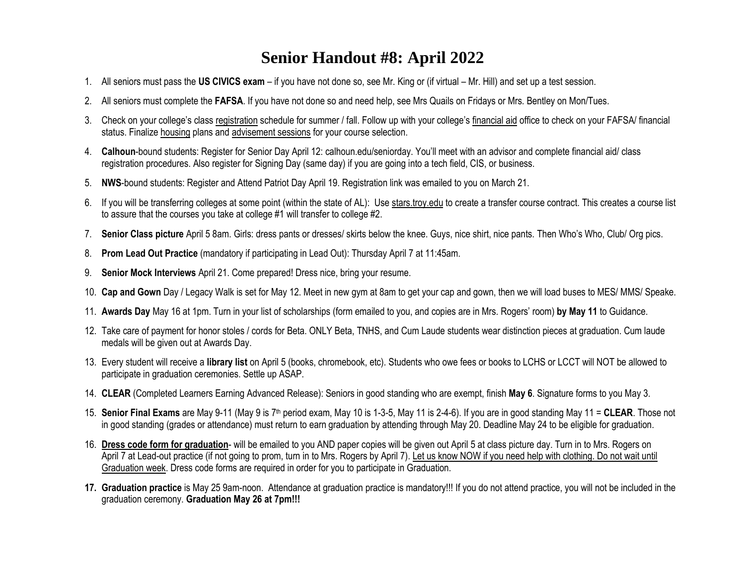# Senior Handout #8: April 2022

1. All seniors must pass the **US CIVICS exam** – if you have not done so, see Mr. King or (if virtual – Mr. Hill) and set up a test session.
2. All seniors must complete the **FAFSA**. If you have not done so and need help, see Mrs Quails on Fridays or Mrs. Bentley on Mon/Tues.
3. Check on your college's class registration schedule for summer / fall. Follow up with your college's financial aid office to check on your FAFSA/ financial status. Finalize housing plans and advisement sessions for your course selection.
4. **Calhoun**-bound students: Register for Senior Day April 12: calhoun.edu/seniorday. You'll meet with an advisor and complete financial aid/ class registration procedures. Also register for Signing Day (same day) if you are going into a tech field, CIS, or business.
5. **NWS**-bound students: Register and Attend Patriot Day April 19. Registration link was emailed to you on March 21.
6. If you will be transferring colleges at some point (within the state of AL): Use stars.troy.edu to create a transfer course contract. This creates a course list to assure that the courses you take at college #1 will transfer to college #2.
7. **Senior Class picture** April 5 8am. Girls: dress pants or dresses/ skirts below the knee. Guys, nice shirt, nice pants. Then Who's Who, Club/ Org pics.
8. **Prom Lead Out Practice** (mandatory if participating in Lead Out): Thursday April 7 at 11:45am.
9. **Senior Mock Interviews** April 21. Come prepared! Dress nice, bring your resume.
10. **Cap and Gown** Day / Legacy Walk is set for May 12. Meet in new gym at 8am to get your cap and gown, then we will load buses to MES/ MMS/ Speake.
11. **Awards Day** May 16 at 1pm. Turn in your list of scholarships (form emailed to you, and copies are in Mrs. Rogers' room) **by May 11** to Guidance.
12. Take care of payment for honor stoles / cords for Beta. ONLY Beta, TNHS, and Cum Laude students wear distinction pieces at graduation. Cum laude medals will be given out at Awards Day.
13. Every student will receive a **library list** on April 5 (books, chromebook, etc). Students who owe fees or books to LCHS or LCCT will NOT be allowed to participate in graduation ceremonies. Settle up ASAP.
14. **CLEAR** (Completed Learners Earning Advanced Release): Seniors in good standing who are exempt, finish **May 6**. Signature forms to you May 3.
15. **Senior Final Exams** are May 9-11 (May 9 is 7th period exam, May 10 is 1-3-5, May 11 is 2-4-6). If you are in good standing May 11 = **CLEAR**. Those not in good standing (grades or attendance) must return to earn graduation by attending through May 20. Deadline May 24 to be eligible for graduation.
16. **Dress code form for graduation**- will be emailed to you AND paper copies will be given out April 5 at class picture day. Turn in to Mrs. Rogers on April 7 at Lead-out practice (if not going to prom, turn in to Mrs. Rogers by April 7). Let us know NOW if you need help with clothing. Do not wait until Graduation week. Dress code forms are required in order for you to participate in Graduation.
17. **Graduation practice** is May 25 9am-noon. Attendance at graduation practice is mandatory!!! If you do not attend practice, you will not be included in the graduation ceremony. **Graduation May 26 at 7pm!!!**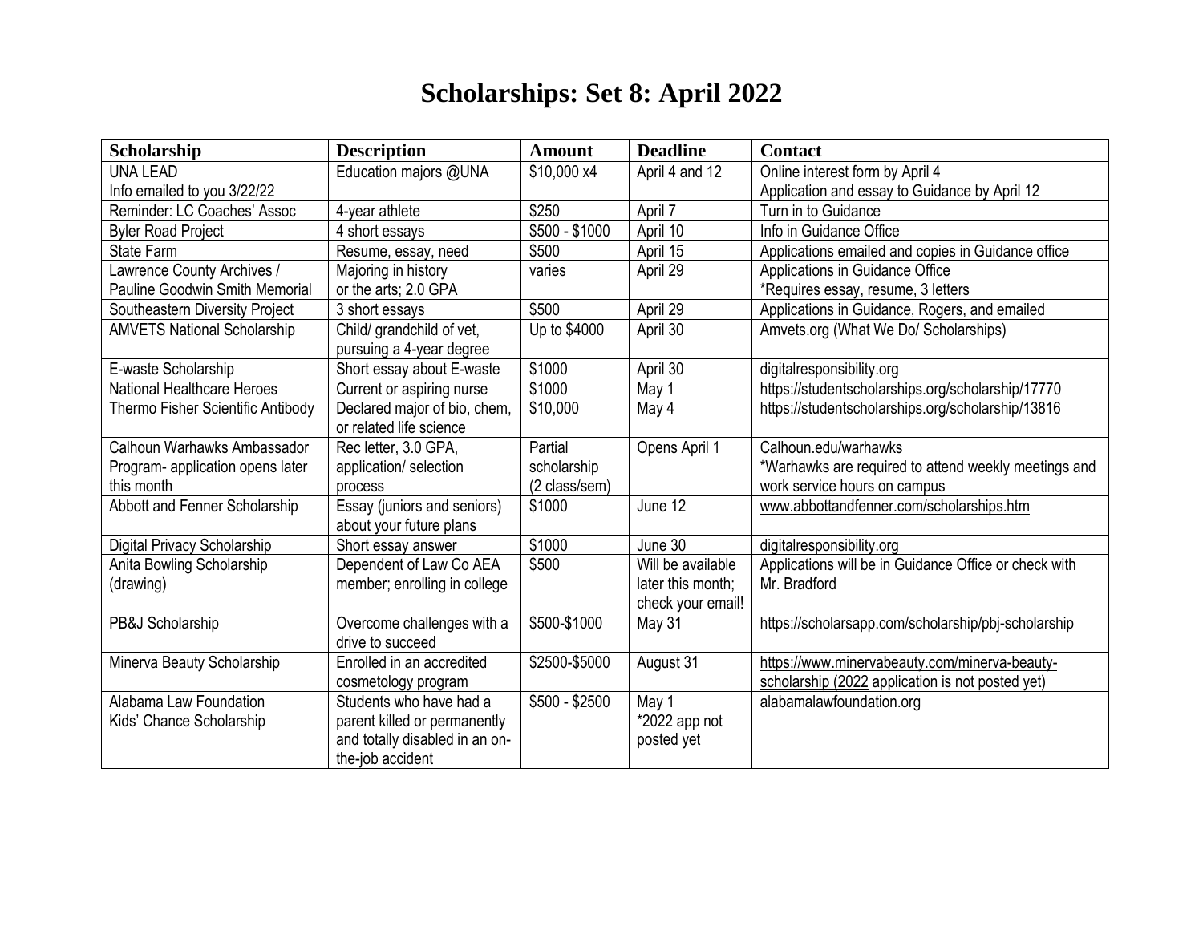# Scholarships: Set 8: April 2022

| Scholarship | Description | Amount | Deadline | Contact |
|---|---|---|---|---|
| UNA LEAD<br>Info emailed to you 3/22/22 | Education majors @UNA | $10,000 x4 | April 4 and 12 | Online interest form by April 4<br>Application and essay to Guidance by April 12 |
| Reminder: LC Coaches' Assoc | 4-year athlete | $250 | April 7 | Turn in to Guidance |
| Byler Road Project | 4 short essays | $500 - $1000 | April 10 | Info in Guidance Office |
| State Farm | Resume, essay, need | $500 | April 15 | Applications emailed and copies in Guidance office |
| Lawrence County Archives / Pauline Goodwin Smith Memorial | Majoring in history or the arts; 2.0 GPA | varies | April 29 | Applications in Guidance Office<br>*Requires essay, resume, 3 letters |
| Southeastern Diversity Project | 3 short essays | $500 | April 29 | Applications in Guidance, Rogers, and emailed |
| AMVETS National Scholarship | Child/ grandchild of vet, pursuing a 4-year degree | Up to $4000 | April 30 | Amvets.org (What We Do/ Scholarships) |
| E-waste Scholarship | Short essay about E-waste | $1000 | April 30 | digitalresponsibility.org |
| National Healthcare Heroes | Current or aspiring nurse | $1000 | May 1 | https://studentscholarships.org/scholarship/17770 |
| Thermo Fisher Scientific Antibody | Declared major of bio, chem, or related life science | $10,000 | May 4 | https://studentscholarships.org/scholarship/13816 |
| Calhoun Warhawks Ambassador Program- application opens later this month | Rec letter, 3.0 GPA, application/ selection process | Partial scholarship (2 class/sem) | Opens April 1 | Calhoun.edu/warhawks<br>*Warhawks are required to attend weekly meetings and work service hours on campus |
| Abbott and Fenner Scholarship | Essay (juniors and seniors) about your future plans | $1000 | June 12 | www.abbottandfenner.com/scholarships.htm |
| Digital Privacy Scholarship | Short essay answer | $1000 | June 30 | digitalresponsibility.org |
| Anita Bowling Scholarship (drawing) | Dependent of Law Co AEA member; enrolling in college | $500 | Will be available later this month; check your email! | Applications will be in Guidance Office or check with Mr. Bradford |
| PB&J Scholarship | Overcome challenges with a drive to succeed | $500-$1000 | May 31 | https://scholarsapp.com/scholarship/pbj-scholarship |
| Minerva Beauty Scholarship | Enrolled in an accredited cosmetology program | $2500-$5000 | August 31 | https://www.minervabeauty.com/minerva-beauty-scholarship (2022 application is not posted yet) |
| Alabama Law Foundation Kids' Chance Scholarship | Students who have had a parent killed or permanently and totally disabled in an on-the-job accident | $500 - $2500 | May 1<br>*2022 app not posted yet | alabamalawfoundation.org |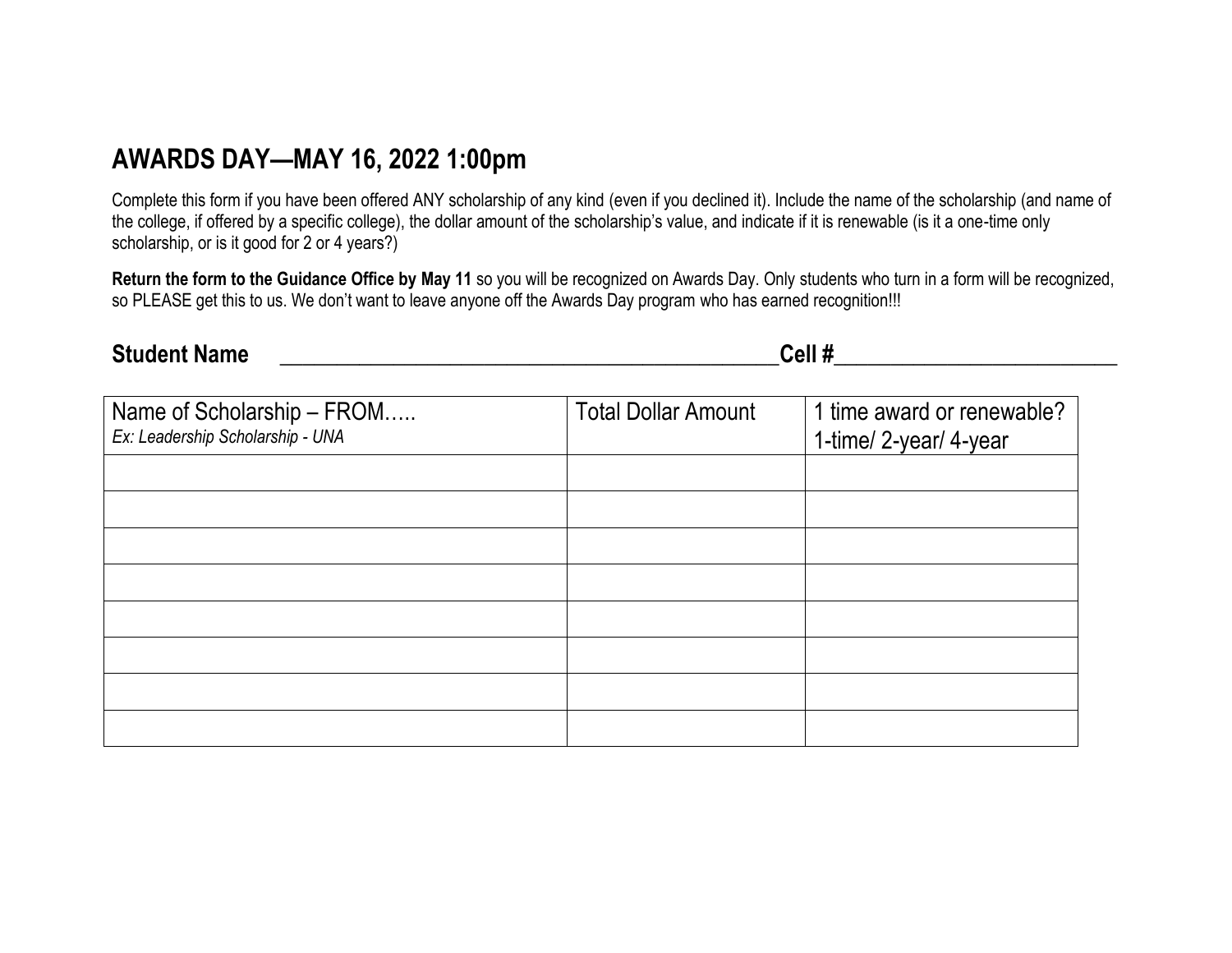## AWARDS DAY—MAY 16, 2022 1:00pm

Complete this form if you have been offered ANY scholarship of any kind (even if you declined it). Include the name of the scholarship (and name of the college, if offered by a specific college), the dollar amount of the scholarship's value, and indicate if it is renewable (is it a one-time only scholarship, or is it good for 2 or 4 years?)

**Return the form to the Guidance Office by May 11** so you will be recognized on Awards Day. Only students who turn in a form will be recognized, so PLEASE get this to us. We don't want to leave anyone off the Awards Day program who has earned recognition!!!

**Student Name** ________________________________________________**Cell #**___________________________

| Name of Scholarship – FROM…..<br>*Ex: Leadership Scholarship - UNA* | Total Dollar Amount | 1 time award or renewable?<br>1-time/ 2-year/ 4-year |
|---|---|---|
| | | |
| | | |
| | | |
| | | |
| | | |
| | | |
| | | |
| | | |